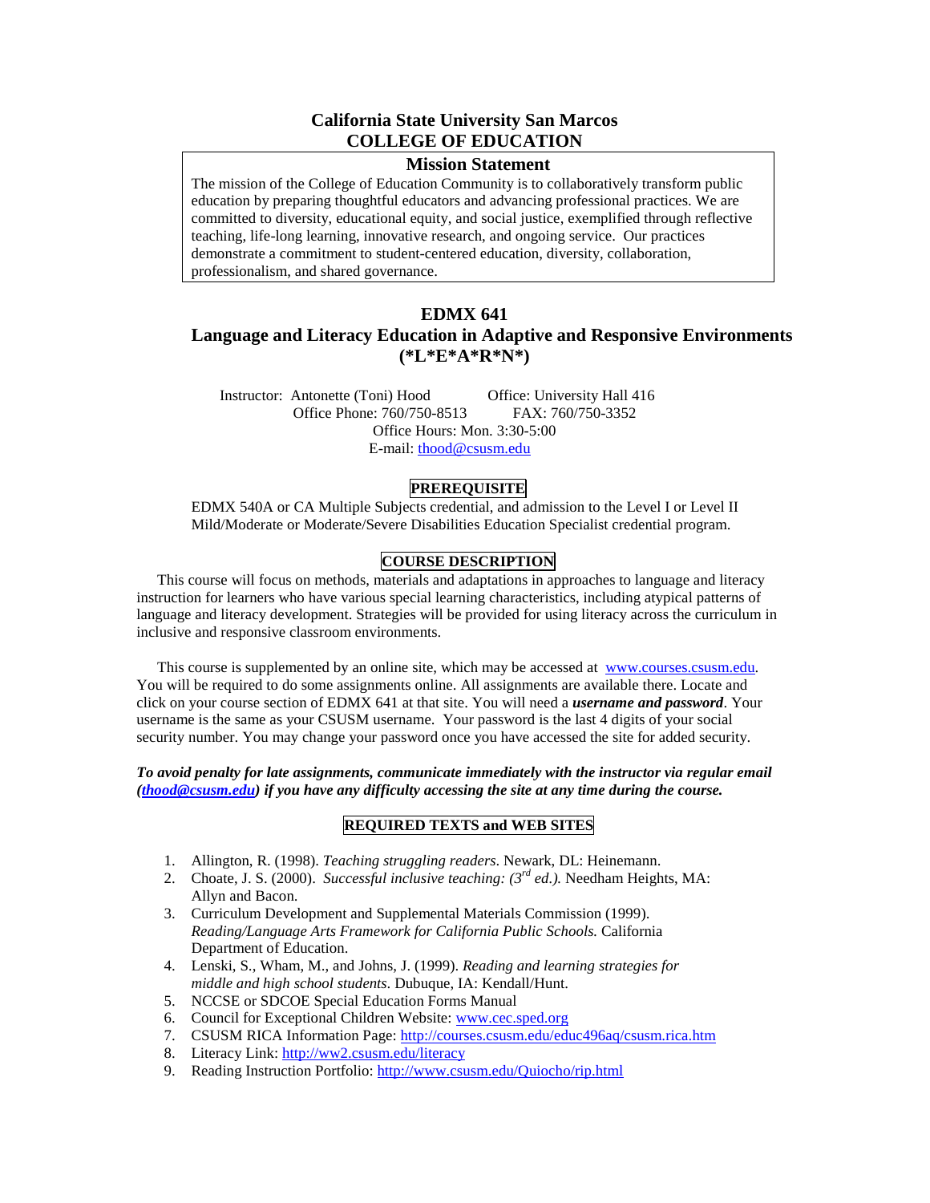# California State University San Marcos
# COLLEGE OF EDUCATION

## Mission Statement

The mission of the College of Education Community is to collaboratively transform public education by preparing thoughtful educators and advancing professional practices. We are committed to diversity, educational equity, and social justice, exemplified through reflective teaching, life-long learning, innovative research, and ongoing service. Our practices demonstrate a commitment to student-centered education, diversity, collaboration, professionalism, and shared governance.

# EDMX 641
## Language and Literacy Education in Adaptive and Responsive Environments (*L*E*A*R*N*)

Instructor: Antonette (Toni) Hood    Office: University Hall 416
Office Phone: 760/750-8513    FAX: 760/750-3352
Office Hours: Mon. 3:30-5:00
E-mail: thood@csusm.edu

### PREREQUISITE

EDMX 540A or CA Multiple Subjects credential, and admission to the Level I or Level II Mild/Moderate or Moderate/Severe Disabilities Education Specialist credential program.

### COURSE DESCRIPTION

This course will focus on methods, materials and adaptations in approaches to language and literacy instruction for learners who have various special learning characteristics, including atypical patterns of language and literacy development. Strategies will be provided for using literacy across the curriculum in inclusive and responsive classroom environments.

This course is supplemented by an online site, which may be accessed at www.courses.csusm.edu. You will be required to do some assignments online. All assignments are available there. Locate and click on your course section of EDMX 641 at that site. You will need a ***username and password***. Your username is the same as your CSUSM username. Your password is the last 4 digits of your social security number. You may change your password once you have accessed the site for added security.

***To avoid penalty for late assignments, communicate immediately with the instructor via regular email (thood@csusm.edu) if you have any difficulty accessing the site at any time during the course.***

### REQUIRED TEXTS and WEB SITES

1. Allington, R. (1998). *Teaching struggling readers.* Newark, DL: Heinemann.
2. Choate, J. S. (2000). *Successful inclusive teaching: (3rd ed.).* Needham Heights, MA: Allyn and Bacon.
3. Curriculum Development and Supplemental Materials Commission (1999). *Reading/Language Arts Framework for California Public Schools.* California Department of Education.
4. Lenski, S., Wham, M., and Johns, J. (1999). *Reading and learning strategies for middle and high school students*. Dubuque, IA: Kendall/Hunt.
5. NCCSE or SDCOE Special Education Forms Manual
6. Council for Exceptional Children Website: www.cec.sped.org
7. CSUSM RICA Information Page: http://courses.csusm.edu/educ496aq/csusm.rica.htm
8. Literacy Link: http://ww2.csusm.edu/literacy
9. Reading Instruction Portfolio: http://www.csusm.edu/Quiocho/rip.html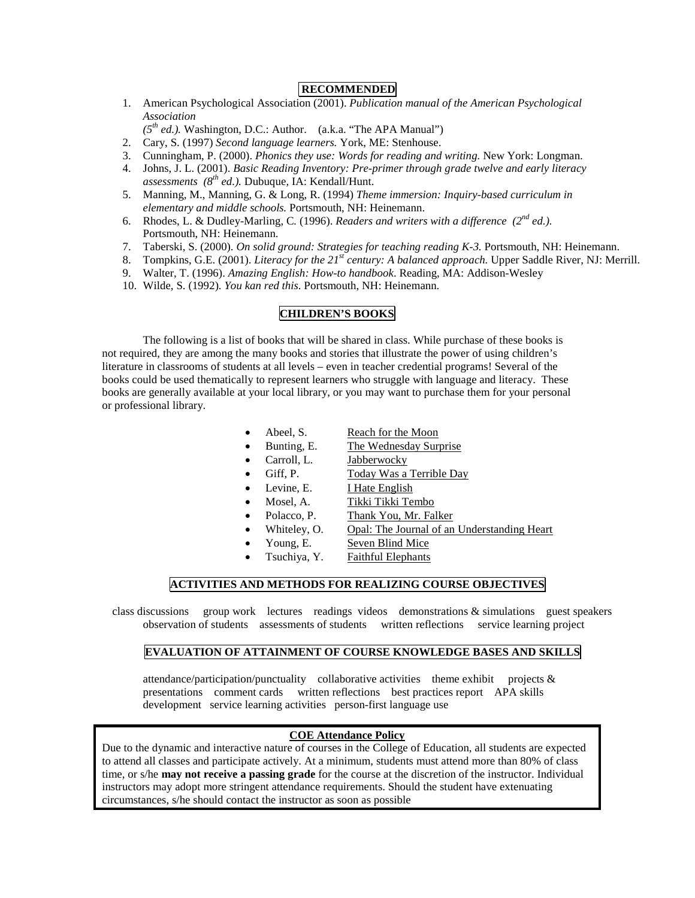## RECOMMENDED

1. American Psychological Association (2001). *Publication manual of the American Psychological Association* *(5th ed.).* Washington, D.C.: Author. (a.k.a. "The APA Manual")
2. Cary, S. (1997) *Second language learners.* York, ME: Stenhouse.
3. Cunningham, P. (2000). *Phonics they use: Words for reading and writing.* New York: Longman.
4. Johns, J. L. (2001). *Basic Reading Inventory: Pre-primer through grade twelve and early literacy assessments (8th ed.).* Dubuque, IA: Kendall/Hunt.
5. Manning, M., Manning, G. & Long, R. (1994) *Theme immersion: Inquiry-based curriculum in elementary and middle schools.* Portsmouth, NH: Heinemann.
6. Rhodes, L. & Dudley-Marling, C. (1996). *Readers and writers with a difference (2nd ed.).* Portsmouth, NH: Heinemann.
7. Taberski, S. (2000). *On solid ground: Strategies for teaching reading K-3.* Portsmouth, NH: Heinemann.
8. Tompkins, G.E. (2001). *Literacy for the 21st century: A balanced approach.* Upper Saddle River, NJ: Merrill.
9. Walter, T. (1996). *Amazing English: How-to handbook*. Reading, MA: Addison-Wesley
10. Wilde, S. (1992). *You kan red this*. Portsmouth, NH: Heinemann.

## CHILDREN'S BOOKS

The following is a list of books that will be shared in class. While purchase of these books is not required, they are among the many books and stories that illustrate the power of using children's literature in classrooms of students at all levels – even in teacher credential programs! Several of the books could be used thematically to represent learners who struggle with language and literacy. These books are generally available at your local library, or you may want to purchase them for your personal or professional library.

- Abeel, S. Reach for the Moon
- Bunting, E. The Wednesday Surprise
- Carroll, L. Jabberwocky
- Giff, P. Today Was a Terrible Day
- Levine, E. I Hate English
- Mosel, A. Tikki Tikki Tembo
- Polacco, P. Thank You, Mr. Falker
- Whiteley, O. Opal: The Journal of an Understanding Heart
- Young, E. Seven Blind Mice
- Tsuchiya, Y. Faithful Elephants

## ACTIVITIES AND METHODS FOR REALIZING COURSE OBJECTIVES

class discussions group work lectures readings videos demonstrations & simulations guest speakers observation of students assessments of students written reflections service learning project

## EVALUATION OF ATTAINMENT OF COURSE KNOWLEDGE BASES AND SKILLS

attendance/participation/punctuality collaborative activities theme exhibit projects & presentations comment cards written reflections best practices report APA skills development service learning activities person-first language use

**COE Attendance Policy**

Due to the dynamic and interactive nature of courses in the College of Education, all students are expected to attend all classes and participate actively. At a minimum, students must attend more than 80% of class time, or s/he **may not receive a passing grade** for the course at the discretion of the instructor. Individual instructors may adopt more stringent attendance requirements. Should the student have extenuating circumstances, s/he should contact the instructor as soon as possible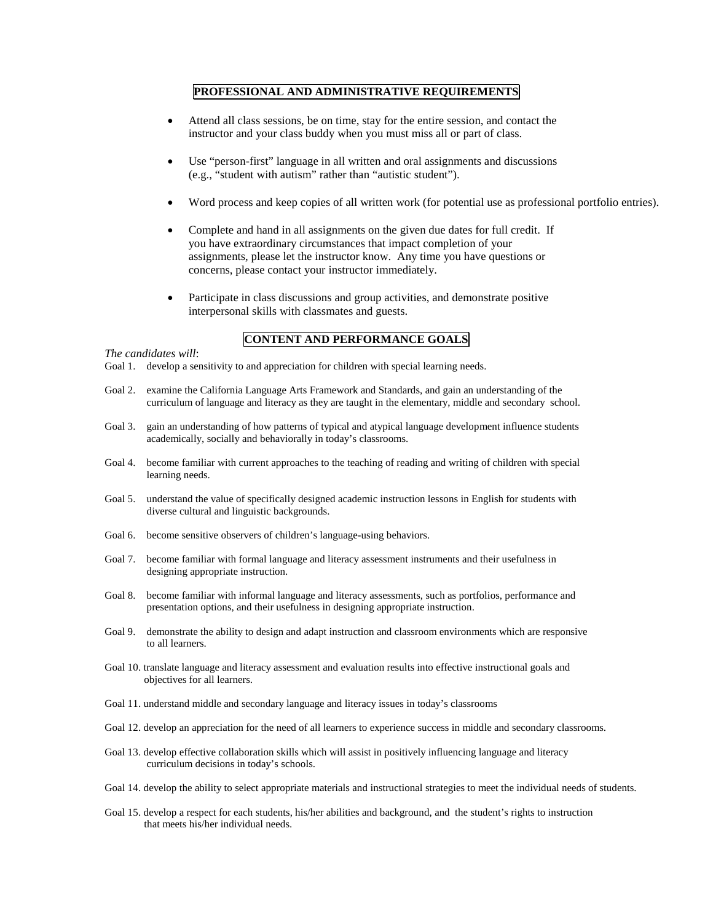## PROFESSIONAL AND ADMINISTRATIVE REQUIREMENTS

- Attend all class sessions, be on time, stay for the entire session, and contact the instructor and your class buddy when you must miss all or part of class.
- Use "person-first" language in all written and oral assignments and discussions (e.g., "student with autism" rather than "autistic student").
- Word process and keep copies of all written work (for potential use as professional portfolio entries).
- Complete and hand in all assignments on the given due dates for full credit. If you have extraordinary circumstances that impact completion of your assignments, please let the instructor know. Any time you have questions or concerns, please contact your instructor immediately.
- Participate in class discussions and group activities, and demonstrate positive interpersonal skills with classmates and guests.

## CONTENT AND PERFORMANCE GOALS

*The candidates will*:

Goal 1. develop a sensitivity to and appreciation for children with special learning needs.

Goal 2. examine the California Language Arts Framework and Standards, and gain an understanding of the curriculum of language and literacy as they are taught in the elementary, middle and secondary school.

Goal 3. gain an understanding of how patterns of typical and atypical language development influence students academically, socially and behaviorally in today's classrooms.

Goal 4. become familiar with current approaches to the teaching of reading and writing of children with special learning needs.

Goal 5. understand the value of specifically designed academic instruction lessons in English for students with diverse cultural and linguistic backgrounds.

Goal 6. become sensitive observers of children's language-using behaviors.

Goal 7. become familiar with formal language and literacy assessment instruments and their usefulness in designing appropriate instruction.

Goal 8. become familiar with informal language and literacy assessments, such as portfolios, performance and presentation options, and their usefulness in designing appropriate instruction.

Goal 9. demonstrate the ability to design and adapt instruction and classroom environments which are responsive to all learners.

Goal 10. translate language and literacy assessment and evaluation results into effective instructional goals and objectives for all learners.

Goal 11. understand middle and secondary language and literacy issues in today's classrooms

Goal 12. develop an appreciation for the need of all learners to experience success in middle and secondary classrooms.

Goal 13. develop effective collaboration skills which will assist in positively influencing language and literacy curriculum decisions in today's schools.

Goal 14. develop the ability to select appropriate materials and instructional strategies to meet the individual needs of students.

Goal 15. develop a respect for each students, his/her abilities and background, and the student's rights to instruction that meets his/her individual needs.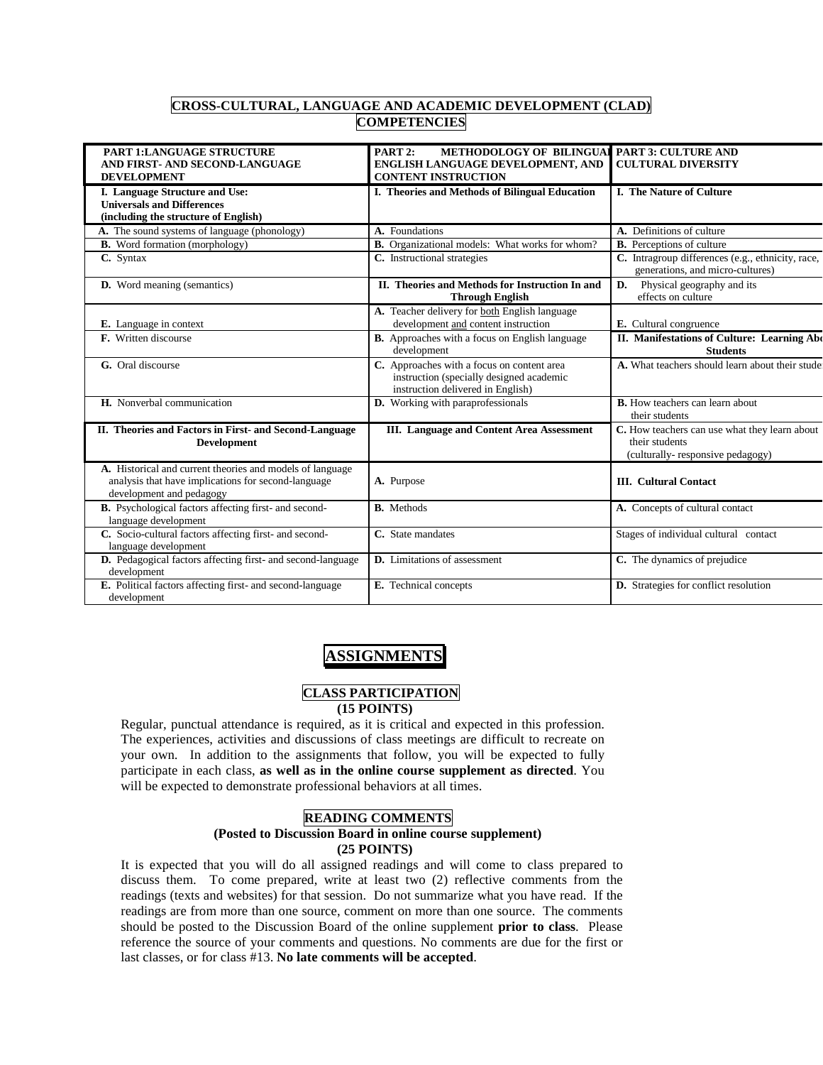## CROSS-CULTURAL, LANGUAGE AND ACADEMIC DEVELOPMENT (CLAD) COMPETENCIES

| PART 1:LANGUAGE STRUCTURE AND FIRST- AND SECOND-LANGUAGE DEVELOPMENT | PART 2: METHODOLOGY OF BILINGUAL ENGLISH LANGUAGE DEVELOPMENT, AND CONTENT INSTRUCTION | PART 3: CULTURE AND CULTURAL DIVERSITY |
|---|---|---|
| **I. Language Structure and Use: Universals and Differences (including the structure of English)** | **I. Theories and Methods of Bilingual Education** | **I. The Nature of Culture** |
| **A.** The sound systems of language (phonology) | **A.** Foundations | **A.** Definitions of culture |
| **B.** Word formation (morphology) | **B.** Organizational models: What works for whom? | **B.** Perceptions of culture |
| **C.** Syntax | **C.** Instructional strategies | **C.** Intragroup differences (e.g., ethnicity, race, generations, and micro-cultures) |
| **D.** Word meaning (semantics) | **II. Theories and Methods for Instruction In and Through English** | **D.** Physical geography and its effects on culture |
| **E.** Language in context | **A.** Teacher delivery for both English language development and content instruction | **E.** Cultural congruence |
| **F.** Written discourse | **B.** Approaches with a focus on English language development | **II. Manifestations of Culture: Learning About Students** |
| **G.** Oral discourse | **C.** Approaches with a focus on content area instruction (specially designed academic instruction delivered in English) | **A.** What teachers should learn about their students |
| **H.** Nonverbal communication | **D.** Working with paraprofessionals | **B.** How teachers can learn about their students |
| **II. Theories and Factors in First- and Second-Language Development** | **III. Language and Content Area Assessment** | **C.** How teachers can use what they learn about their students (culturally- responsive pedagogy) |
| **A.** Historical and current theories and models of language analysis that have implications for second-language development and pedagogy | **A.** Purpose | **III. Cultural Contact** |
| **B.** Psychological factors affecting first- and second-language development | **B.** Methods | **A.** Concepts of cultural contact |
| **C.** Socio-cultural factors affecting first- and second-language development | **C.** State mandates | Stages of individual cultural contact |
| **D.** Pedagogical factors affecting first- and second-language development | **D.** Limitations of assessment | **C.** The dynamics of prejudice |
| **E.** Political factors affecting first- and second-language development | **E.** Technical concepts | **D.** Strategies for conflict resolution |

# ASSIGNMENTS

### CLASS PARTICIPATION
**(15 POINTS)**

Regular, punctual attendance is required, as it is critical and expected in this profession. The experiences, activities and discussions of class meetings are difficult to recreate on your own. In addition to the assignments that follow, you will be expected to fully participate in each class, **as well as in the online course supplement as directed**. You will be expected to demonstrate professional behaviors at all times.

### READING COMMENTS
**(Posted to Discussion Board in online course supplement)**
**(25 POINTS)**

It is expected that you will do all assigned readings and will come to class prepared to discuss them. To come prepared, write at least two (2) reflective comments from the readings (texts and websites) for that session. Do not summarize what you have read. If the readings are from more than one source, comment on more than one source. The comments should be posted to the Discussion Board of the online supplement **prior to class**. Please reference the source of your comments and questions. No comments are due for the first or last classes, or for class #13. **No late comments will be accepted**.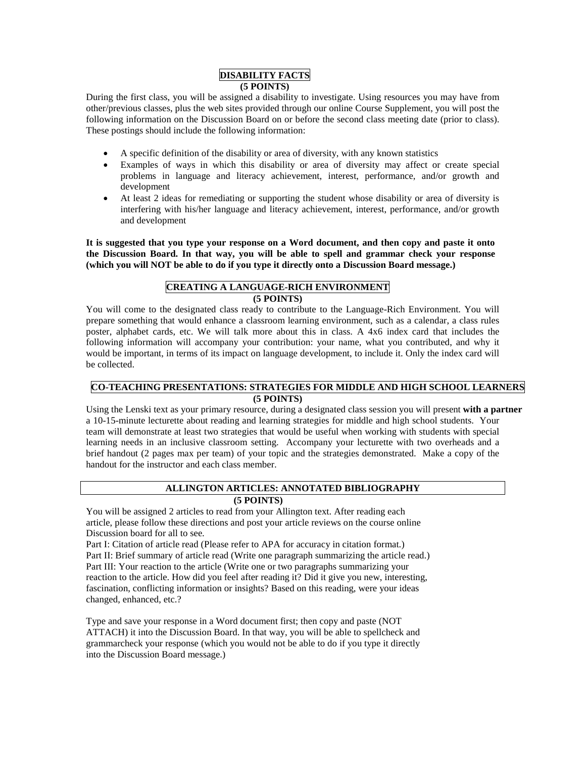## DISABILITY FACTS

**(5 POINTS)**

During the first class, you will be assigned a disability to investigate. Using resources you may have from other/previous classes, plus the web sites provided through our online Course Supplement, you will post the following information on the Discussion Board on or before the second class meeting date (prior to class). These postings should include the following information:

- A specific definition of the disability or area of diversity, with any known statistics
- Examples of ways in which this disability or area of diversity may affect or create special problems in language and literacy achievement, interest, performance, and/or growth and development
- At least 2 ideas for remediating or supporting the student whose disability or area of diversity is interfering with his/her language and literacy achievement, interest, performance, and/or growth and development

**It is suggested that you type your response on a Word document, and then copy and paste it onto the Discussion Board. In that way, you will be able to spell and grammar check your response (which you will NOT be able to do if you type it directly onto a Discussion Board message.)**

## CREATING A LANGUAGE-RICH ENVIRONMENT

**(5 POINTS)**

You will come to the designated class ready to contribute to the Language-Rich Environment. You will prepare something that would enhance a classroom learning environment, such as a calendar, a class rules poster, alphabet cards, etc. We will talk more about this in class. A 4x6 index card that includes the following information will accompany your contribution: your name, what you contributed, and why it would be important, in terms of its impact on language development, to include it. Only the index card will be collected.

## CO-TEACHING PRESENTATIONS: STRATEGIES FOR MIDDLE AND HIGH SCHOOL LEARNERS

**(5 POINTS)**

Using the Lenski text as your primary resource, during a designated class session you will present **with a partner** a 10-15-minute lecturette about reading and learning strategies for middle and high school students. Your team will demonstrate at least two strategies that would be useful when working with students with special learning needs in an inclusive classroom setting. Accompany your lecturette with two overheads and a brief handout (2 pages max per team) of your topic and the strategies demonstrated. Make a copy of the handout for the instructor and each class member.

## ALLINGTON ARTICLES: ANNOTATED BIBLIOGRAPHY

**(5 POINTS)**

You will be assigned 2 articles to read from your Allington text. After reading each article, please follow these directions and post your article reviews on the course online Discussion board for all to see.

Part I: Citation of article read (Please refer to APA for accuracy in citation format.)

Part II: Brief summary of article read (Write one paragraph summarizing the article read.)

Part III: Your reaction to the article (Write one or two paragraphs summarizing your reaction to the article. How did you feel after reading it? Did it give you new, interesting, fascination, conflicting information or insights? Based on this reading, were your ideas changed, enhanced, etc.?

Type and save your response in a Word document first; then copy and paste (NOT ATTACH) it into the Discussion Board. In that way, you will be able to spellcheck and grammarcheck your response (which you would not be able to do if you type it directly into the Discussion Board message.)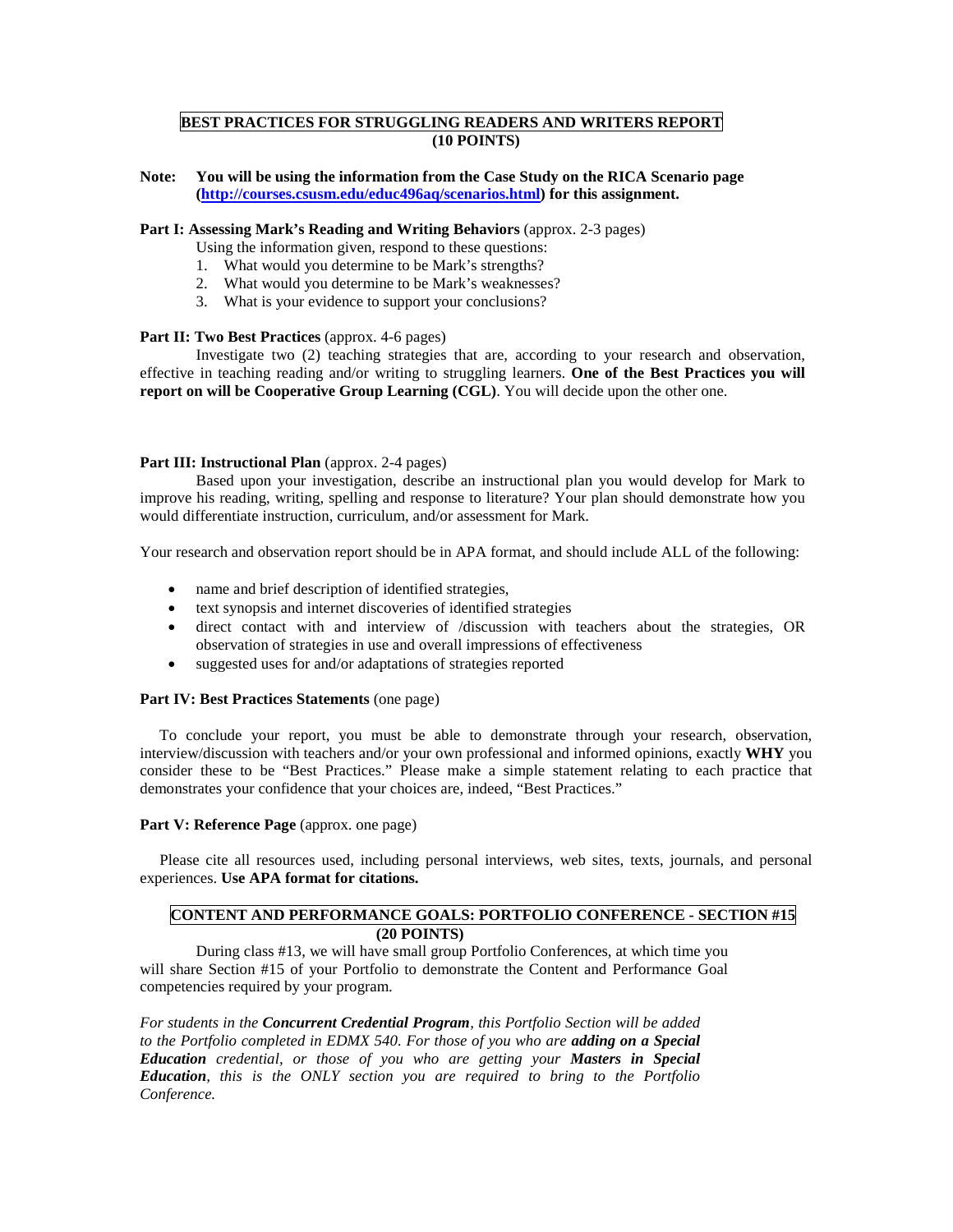## BEST PRACTICES FOR STRUGGLING READERS AND WRITERS REPORT
**(10 POINTS)**

**Note: You will be using the information from the Case Study on the RICA Scenario page (http://courses.csusm.edu/educ496aq/scenarios.html) for this assignment.**

**Part I: Assessing Mark's Reading and Writing Behaviors** (approx. 2-3 pages)

Using the information given, respond to these questions:

1. What would you determine to be Mark's strengths?
2. What would you determine to be Mark's weaknesses?
3. What is your evidence to support your conclusions?

**Part II: Two Best Practices** (approx. 4-6 pages)

Investigate two (2) teaching strategies that are, according to your research and observation, effective in teaching reading and/or writing to struggling learners. **One of the Best Practices you will report on will be Cooperative Group Learning (CGL)**. You will decide upon the other one.

**Part III: Instructional Plan** (approx. 2-4 pages)

Based upon your investigation, describe an instructional plan you would develop for Mark to improve his reading, writing, spelling and response to literature? Your plan should demonstrate how you would differentiate instruction, curriculum, and/or assessment for Mark.

Your research and observation report should be in APA format, and should include ALL of the following:

- name and brief description of identified strategies,
- text synopsis and internet discoveries of identified strategies
- direct contact with and interview of /discussion with teachers about the strategies, OR observation of strategies in use and overall impressions of effectiveness
- suggested uses for and/or adaptations of strategies reported

**Part IV: Best Practices Statements** (one page)

To conclude your report, you must be able to demonstrate through your research, observation, interview/discussion with teachers and/or your own professional and informed opinions, exactly **WHY** you consider these to be "Best Practices." Please make a simple statement relating to each practice that demonstrates your confidence that your choices are, indeed, "Best Practices."

**Part V: Reference Page** (approx. one page)

Please cite all resources used, including personal interviews, web sites, texts, journals, and personal experiences. **Use APA format for citations.**

## CONTENT AND PERFORMANCE GOALS: PORTFOLIO CONFERENCE - SECTION #15
**(20 POINTS)**

During class #13, we will have small group Portfolio Conferences, at which time you will share Section #15 of your Portfolio to demonstrate the Content and Performance Goal competencies required by your program.

*For students in the **Concurrent Credential Program**, this Portfolio Section will be added to the Portfolio completed in EDMX 540. For those of you who are **adding on a Special Education** credential, or those of you who are getting your **Masters in Special Education**, this is the ONLY section you are required to bring to the Portfolio Conference.*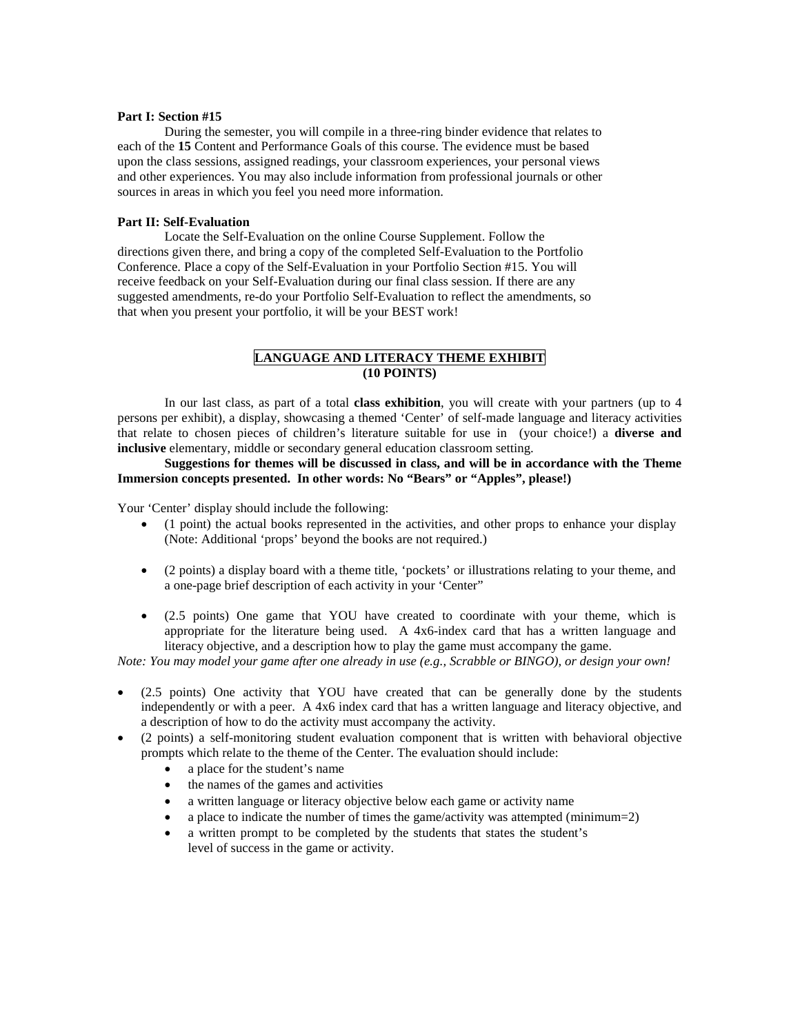**Part I: Section #15**

During the semester, you will compile in a three-ring binder evidence that relates to each of the **15** Content and Performance Goals of this course. The evidence must be based upon the class sessions, assigned readings, your classroom experiences, your personal views and other experiences. You may also include information from professional journals or other sources in areas in which you feel you need more information.

**Part II: Self-Evaluation**

Locate the Self-Evaluation on the online Course Supplement. Follow the directions given there, and bring a copy of the completed Self-Evaluation to the Portfolio Conference. Place a copy of the Self-Evaluation in your Portfolio Section #15. You will receive feedback on your Self-Evaluation during our final class session. If there are any suggested amendments, re-do your Portfolio Self-Evaluation to reflect the amendments, so that when you present your portfolio, it will be your BEST work!

## LANGUAGE AND LITERACY THEME EXHIBIT
**(10 POINTS)**

In our last class, as part of a total **class exhibition**, you will create with your partners (up to 4 persons per exhibit), a display, showcasing a themed 'Center' of self-made language and literacy activities that relate to chosen pieces of children's literature suitable for use in (your choice!) a **diverse and inclusive** elementary, middle or secondary general education classroom setting.

**Suggestions for themes will be discussed in class, and will be in accordance with the Theme Immersion concepts presented. In other words: No "Bears" or "Apples", please!)**

Your 'Center' display should include the following:

- (1 point) the actual books represented in the activities, and other props to enhance your display (Note: Additional 'props' beyond the books are not required.)
- (2 points) a display board with a theme title, 'pockets' or illustrations relating to your theme, and a one-page brief description of each activity in your 'Center"
- (2.5 points) One game that YOU have created to coordinate with your theme, which is appropriate for the literature being used. A 4x6-index card that has a written language and literacy objective, and a description how to play the game must accompany the game.

*Note: You may model your game after one already in use (e.g., Scrabble or BINGO), or design your own!*

- (2.5 points) One activity that YOU have created that can be generally done by the students independently or with a peer. A 4x6 index card that has a written language and literacy objective, and a description of how to do the activity must accompany the activity.
- (2 points) a self-monitoring student evaluation component that is written with behavioral objective prompts which relate to the theme of the Center. The evaluation should include:
    - a place for the student's name
    - the names of the games and activities
    - a written language or literacy objective below each game or activity name
    - a place to indicate the number of times the game/activity was attempted (minimum=2)
    - a written prompt to be completed by the students that states the student's level of success in the game or activity.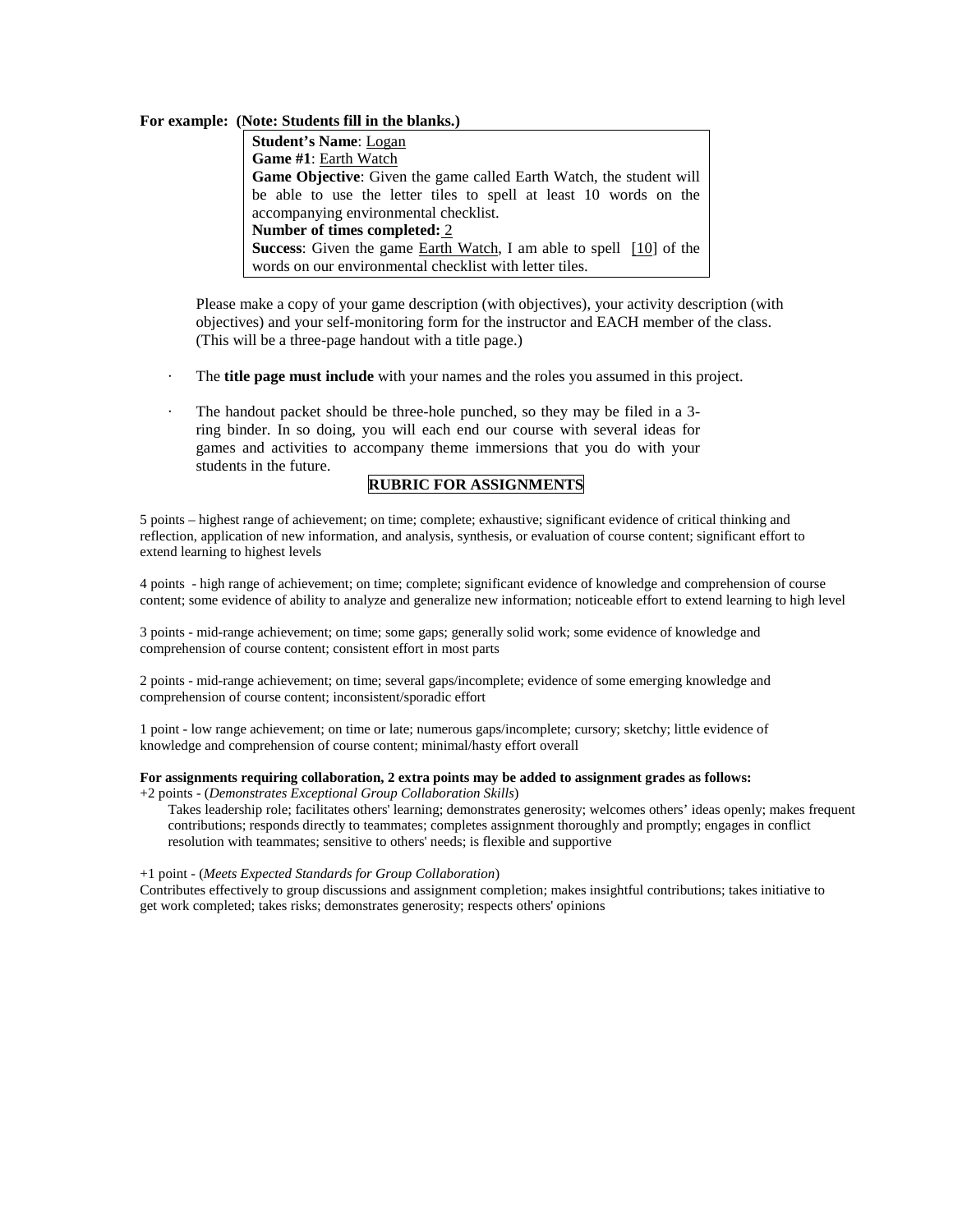**For example: (Note: Students fill in the blanks.)**

> **Student's Name**: Logan
> **Game #1**: Earth Watch
> **Game Objective**: Given the game called Earth Watch, the student will be able to use the letter tiles to spell at least 10 words on the accompanying environmental checklist.
> **Number of times completed:** 2
> **Success**: Given the game Earth Watch, I am able to spell [10] of the words on our environmental checklist with letter tiles.

Please make a copy of your game description (with objectives), your activity description (with objectives) and your self-monitoring form for the instructor and EACH member of the class. (This will be a three-page handout with a title page.)

- The **title page must include** with your names and the roles you assumed in this project.
- The handout packet should be three-hole punched, so they may be filed in a 3-ring binder. In so doing, you will each end our course with several ideas for games and activities to accompany theme immersions that you do with your students in the future.

## RUBRIC FOR ASSIGNMENTS

5 points – highest range of achievement; on time; complete; exhaustive; significant evidence of critical thinking and reflection, application of new information, and analysis, synthesis, or evaluation of course content; significant effort to extend learning to highest levels

4 points - high range of achievement; on time; complete; significant evidence of knowledge and comprehension of course content; some evidence of ability to analyze and generalize new information; noticeable effort to extend learning to high level

3 points - mid-range achievement; on time; some gaps; generally solid work; some evidence of knowledge and comprehension of course content; consistent effort in most parts

2 points - mid-range achievement; on time; several gaps/incomplete; evidence of some emerging knowledge and comprehension of course content; inconsistent/sporadic effort

1 point - low range achievement; on time or late; numerous gaps/incomplete; cursory; sketchy; little evidence of knowledge and comprehension of course content; minimal/hasty effort overall

**For assignments requiring collaboration, 2 extra points may be added to assignment grades as follows:**

+2 points - (*Demonstrates Exceptional Group Collaboration Skills*)
Takes leadership role; facilitates others' learning; demonstrates generosity; welcomes others' ideas openly; makes frequent contributions; responds directly to teammates; completes assignment thoroughly and promptly; engages in conflict resolution with teammates; sensitive to others' needs; is flexible and supportive

+1 point - (*Meets Expected Standards for Group Collaboration*)
Contributes effectively to group discussions and assignment completion; makes insightful contributions; takes initiative to get work completed; takes risks; demonstrates generosity; respects others' opinions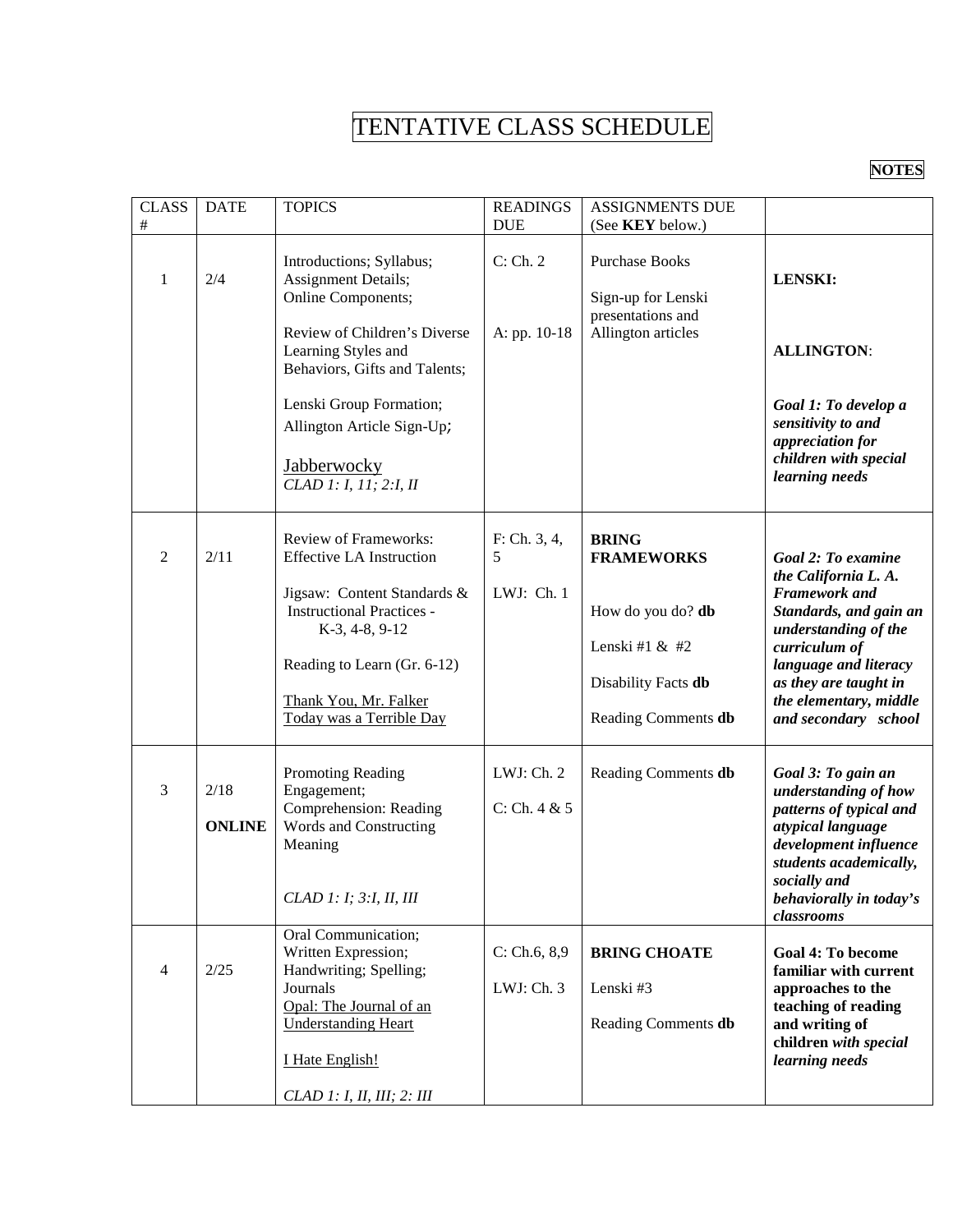# TENTATIVE CLASS SCHEDULE

| CLASS # | DATE | TOPICS | READINGS DUE | ASSIGNMENTS DUE (See **KEY** below.) | **NOTES** |
|---|---|---|---|---|---|
| 1 | 2/4 | Introductions; Syllabus; Assignment Details; Online Components; <br><br> Review of Children's Diverse Learning Styles and Behaviors, Gifts and Talents; <br><br> Lenski Group Formation; Allington Article Sign-Up; <br><br> Jabberwocky <br> *CLAD 1: I, 11; 2:I, II* | C: Ch. 2 <br><br> A: pp. 10-18 | Purchase Books <br><br> Sign-up for Lenski presentations and Allington articles | **LENSKI:** <br><br> **ALLINGTON**: <br><br> ***Goal 1: To develop a sensitivity to and appreciation for children with special learning needs*** |
| 2 | 2/11 | Review of Frameworks: Effective LA Instruction <br><br> Jigsaw: Content Standards & Instructional Practices - K-3, 4-8, 9-12 <br><br> Reading to Learn (Gr. 6-12) <br><br> Thank You, Mr. Falker <br> Today was a Terrible Day | F: Ch. 3, 4, 5 <br><br> LWJ: Ch. 1 | **BRING FRAMEWORKS** <br><br> How do you do? **db** <br><br> Lenski #1 & #2 <br><br> Disability Facts **db** <br><br> Reading Comments **db** | ***Goal 2: To examine the California L. A. Framework and Standards, and gain an understanding of the curriculum of language and literacy as they are taught in the elementary, middle and secondary school*** |
| 3 | 2/18 <br><br> **ONLINE** | Promoting Reading Engagement; Comprehension: Reading Words and Constructing Meaning <br><br> *CLAD 1: I; 3:I, II, III* | LWJ: Ch. 2 <br><br> C: Ch. 4 & 5 | Reading Comments **db** | ***Goal 3: To gain an understanding of how patterns of typical and atypical language development influence students academically, socially and behaviorally in today's classrooms*** |
| 4 | 2/25 | Oral Communication; Written Expression; Handwriting; Spelling; Journals <br> Opal: The Journal of an Understanding Heart <br><br> I Hate English! <br><br> *CLAD 1: I, II, III; 2: III* | C: Ch.6, 8,9 <br><br> LWJ: Ch. 3 | **BRING CHOATE** <br><br> Lenski #3 <br><br> Reading Comments **db** | **Goal 4: To become familiar with current approaches to the teaching of reading and writing of children *with special learning needs*** |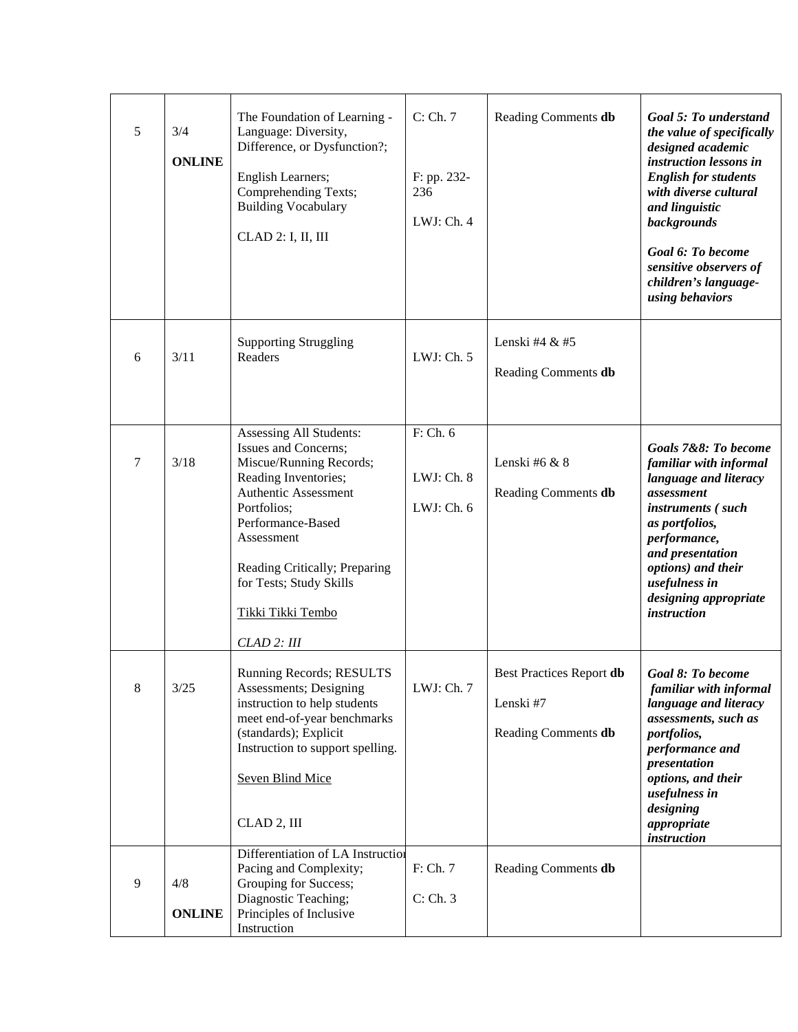| 5 | 3/4<br><br>**ONLINE** | The Foundation of Learning - Language: Diversity, Difference, or Dysfunction?;<br><br>English Learners; Comprehending Texts; Building Vocabulary<br><br>CLAD 2: I, II, III | C: Ch. 7<br><br>F: pp. 232-236<br><br>LWJ: Ch. 4 | Reading Comments **db** | ***Goal 5: To understand the value of specifically designed academic instruction lessons in English for students with diverse cultural and linguistic backgrounds***<br><br>***Goal 6: To become sensitive observers of children's language-using behaviors*** |
|---|---|---|---|---|---|
| 6 | 3/11 | Supporting Struggling Readers | LWJ: Ch. 5 | Lenski #4 & #5<br><br>Reading Comments **db** | |
| 7 | 3/18 | Assessing All Students: Issues and Concerns; Miscue/Running Records; Reading Inventories; Authentic Assessment Portfolios; Performance-Based Assessment<br><br>Reading Critically; Preparing for Tests; Study Skills<br><br>Tikki Tikki Tembo<br><br>*CLAD 2: III* | F: Ch. 6<br><br>LWJ: Ch. 8<br><br>LWJ: Ch. 6 | Lenski #6 & 8<br><br>Reading Comments **db** | ***Goals 7&8: To become familiar with informal language and literacy assessment instruments ( such as portfolios, performance, and presentation options) and their usefulness in designing appropriate instruction*** |
| 8 | 3/25 | Running Records; RESULTS Assessments; Designing instruction to help students meet end-of-year benchmarks (standards); Explicit Instruction to support spelling.<br><br>Seven Blind Mice<br><br>CLAD 2, III | LWJ: Ch. 7 | Best Practices Report **db**<br><br>Lenski #7<br><br>Reading Comments **db** | ***Goal 8: To become familiar with informal language and literacy assessments, such as portfolios, performance and presentation options, and their usefulness in designing appropriate instruction*** |
| 9 | 4/8<br><br>**ONLINE** | Differentiation of LA Instruction Pacing and Complexity; Grouping for Success; Diagnostic Teaching; Principles of Inclusive Instruction | F: Ch. 7<br><br>C: Ch. 3 | Reading Comments **db** | |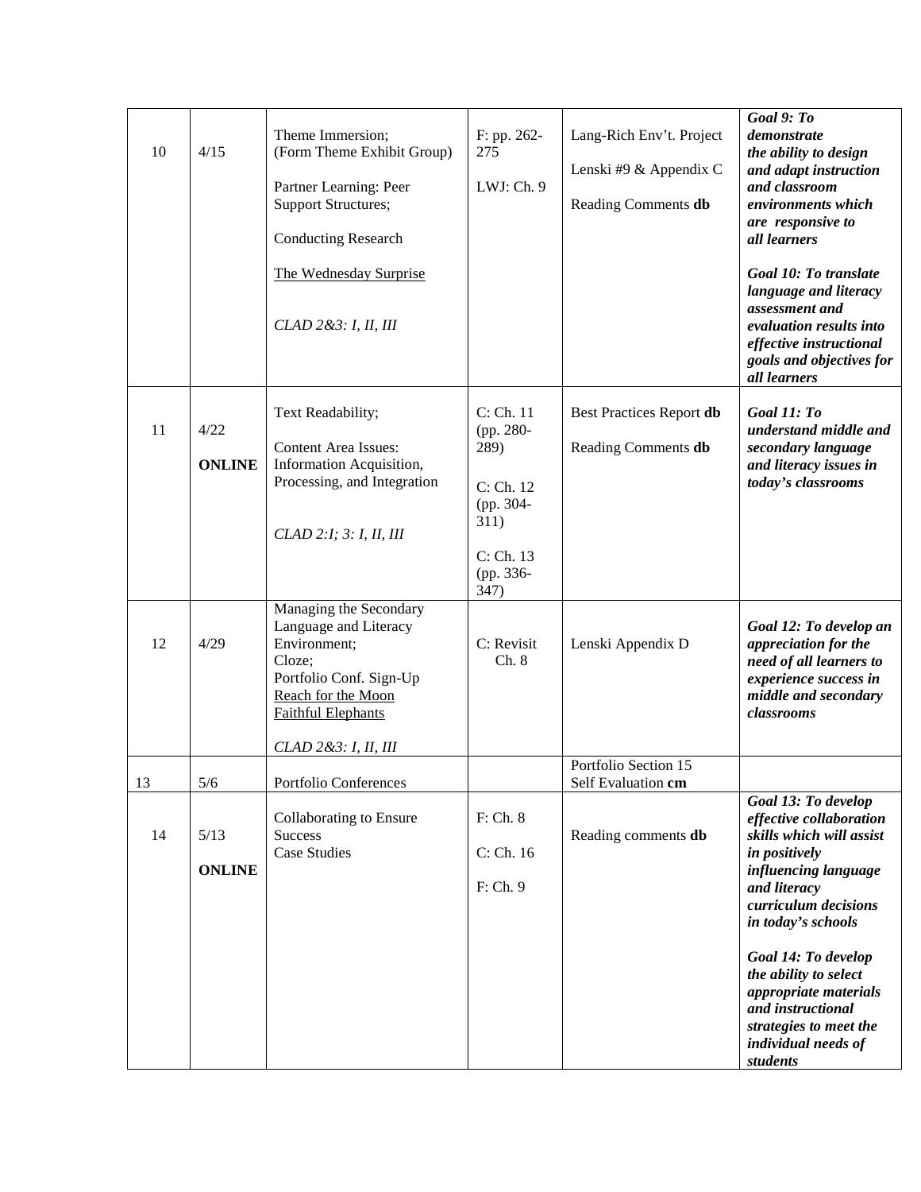| 10 | 4/15 | Theme Immersion; (Form Theme Exhibit Group)<br><br>Partner Learning: Peer Support Structures;<br><br>Conducting Research<br><br>The Wednesday Surprise<br><br>*CLAD 2&3: I, II, III* | F: pp. 262-275<br><br>LWJ: Ch. 9 | Lang-Rich Env't. Project<br><br>Lenski #9 & Appendix C<br><br>Reading Comments **db** | ***Goal 9: To demonstrate the ability to design and adapt instruction and classroom environments which are responsive to all learners***<br><br>***Goal 10: To translate language and literacy assessment and evaluation results into effective instructional goals and objectives for all learners*** |
|---|---|---|---|---|---|
| 11 | 4/22<br><br>**ONLINE** | Text Readability;<br><br>Content Area Issues: Information Acquisition, Processing, and Integration<br><br>*CLAD 2:I; 3: I, II, III* | C: Ch. 11 (pp. 280-289)<br><br>C: Ch. 12 (pp. 304-311)<br><br>C: Ch. 13 (pp. 336-347) | Best Practices Report **db**<br><br>Reading Comments **db** | ***Goal 11: To understand middle and secondary language and literacy issues in today's classrooms*** |
| 12 | 4/29 | Managing the Secondary Language and Literacy Environment;<br>Cloze;<br>Portfolio Conf. Sign-Up<br>Reach for the Moon<br>Faithful Elephants<br><br>*CLAD 2&3: I, II, III* | C: Revisit Ch. 8 | Lenski Appendix D | ***Goal 12: To develop an appreciation for the need of all learners to experience success in middle and secondary classrooms*** |
| 13 | 5/6 | Portfolio Conferences | | Portfolio Section 15<br>Self Evaluation **cm** | |
| 14 | 5/13<br><br>**ONLINE** | Collaborating to Ensure Success<br>Case Studies | F: Ch. 8<br><br>C: Ch. 16<br><br>F: Ch. 9 | Reading comments **db** | ***Goal 13: To develop effective collaboration skills which will assist in positively influencing language and literacy curriculum decisions in today's schools***<br><br>***Goal 14: To develop the ability to select appropriate materials and instructional strategies to meet the individual needs of students*** |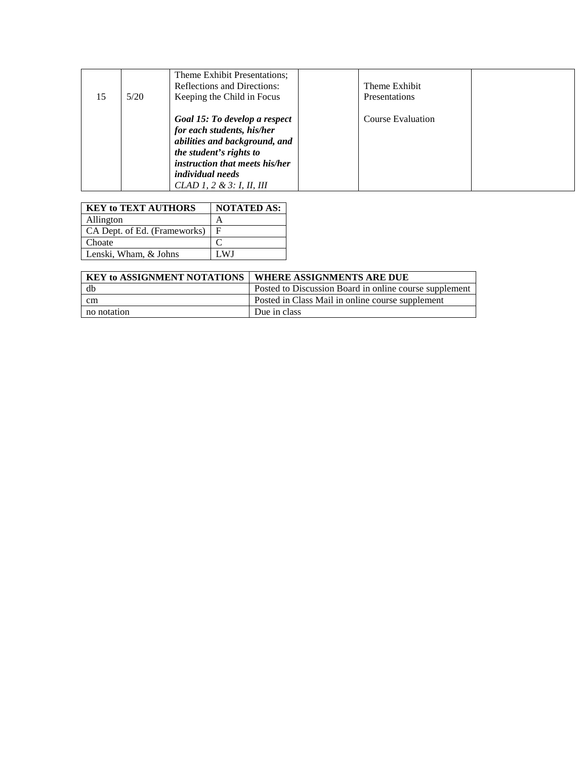| 15 | 5/20 | Theme Exhibit Presentations; Reflections and Directions: Keeping the Child in Focus<br><br>***Goal 15: To develop a respect for each students, his/her abilities and background, and the student's rights to instruction that meets his/her individual needs***<br>*CLAD 1, 2 & 3: I, II, III* | | Theme Exhibit Presentations<br><br>Course Evaluation | |
|---|---|---|---|---|---|

| KEY to TEXT AUTHORS | NOTATED AS: |
|---|---|
| Allington | A |
| CA Dept. of Ed. (Frameworks) | F |
| Choate | C |
| Lenski, Wham, & Johns | LWJ |

| KEY to ASSIGNMENT NOTATIONS | WHERE ASSIGNMENTS ARE DUE |
|---|---|
| db | Posted to Discussion Board in online course supplement |
| cm | Posted in Class Mail in online course supplement |
| no notation | Due in class |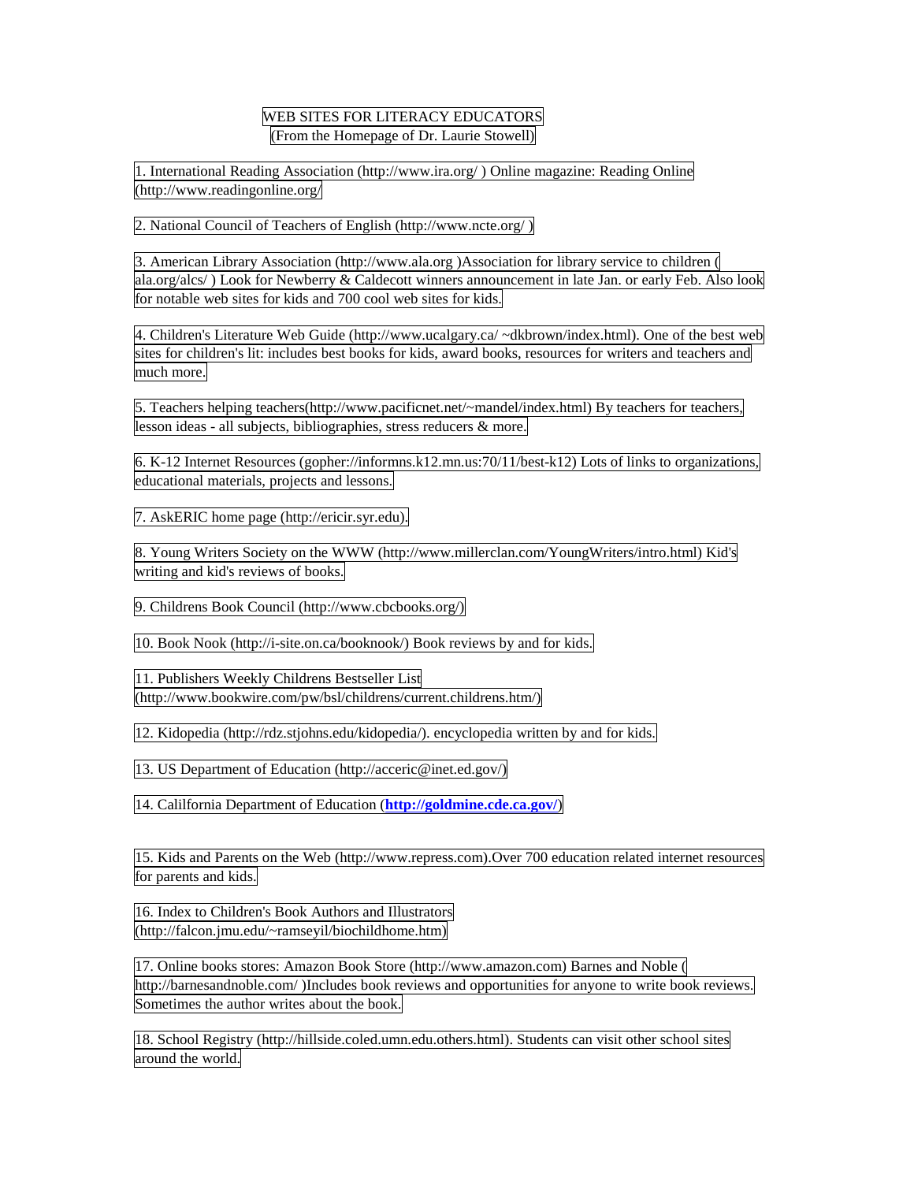# WEB SITES FOR LITERACY EDUCATORS
(From the Homepage of Dr. Laurie Stowell)

1. International Reading Association (http://www.ira.org/ ) Online magazine: Reading Online (http://www.readingonline.org/

2. National Council of Teachers of English (http://www.ncte.org/ )

3. American Library Association (http://www.ala.org )Association for library service to children ( ala.org/alcs/ ) Look for Newberry & Caldecott winners announcement in late Jan. or early Feb. Also look for notable web sites for kids and 700 cool web sites for kids.

4. Children's Literature Web Guide (http://www.ucalgary.ca/ ~dkbrown/index.html). One of the best web sites for children's lit: includes best books for kids, award books, resources for writers and teachers and much more.

5. Teachers helping teachers(http://www.pacificnet.net/~mandel/index.html) By teachers for teachers, lesson ideas - all subjects, bibliographies, stress reducers & more.

6. K-12 Internet Resources (gopher://informns.k12.mn.us:70/11/best-k12) Lots of links to organizations, educational materials, projects and lessons.

7. AskERIC home page (http://ericir.syr.edu).

8. Young Writers Society on the WWW (http://www.millerclan.com/YoungWriters/intro.html) Kid's writing and kid's reviews of books.

9. Childrens Book Council (http://www.cbcbooks.org/)

10. Book Nook (http://i-site.on.ca/booknook/) Book reviews by and for kids.

11. Publishers Weekly Childrens Bestseller List (http://www.bookwire.com/pw/bsl/childrens/current.childrens.htm/)

12. Kidopedia (http://rdz.stjohns.edu/kidopedia/). encyclopedia written by and for kids.

13. US Department of Education (http://acceric@inet.ed.gov/)

14. Calilfornia Department of Education (**http://goldmine.cde.ca.gov/**)

15. Kids and Parents on the Web (http://www.repress.com).Over 700 education related internet resources for parents and kids.

16. Index to Children's Book Authors and Illustrators (http://falcon.jmu.edu/~ramseyil/biochildhome.htm)

17. Online books stores: Amazon Book Store (http://www.amazon.com) Barnes and Noble ( http://barnesandnoble.com/ )Includes book reviews and opportunities for anyone to write book reviews. Sometimes the author writes about the book.

18. School Registry (http://hillside.coled.umn.edu.others.html). Students can visit other school sites around the world.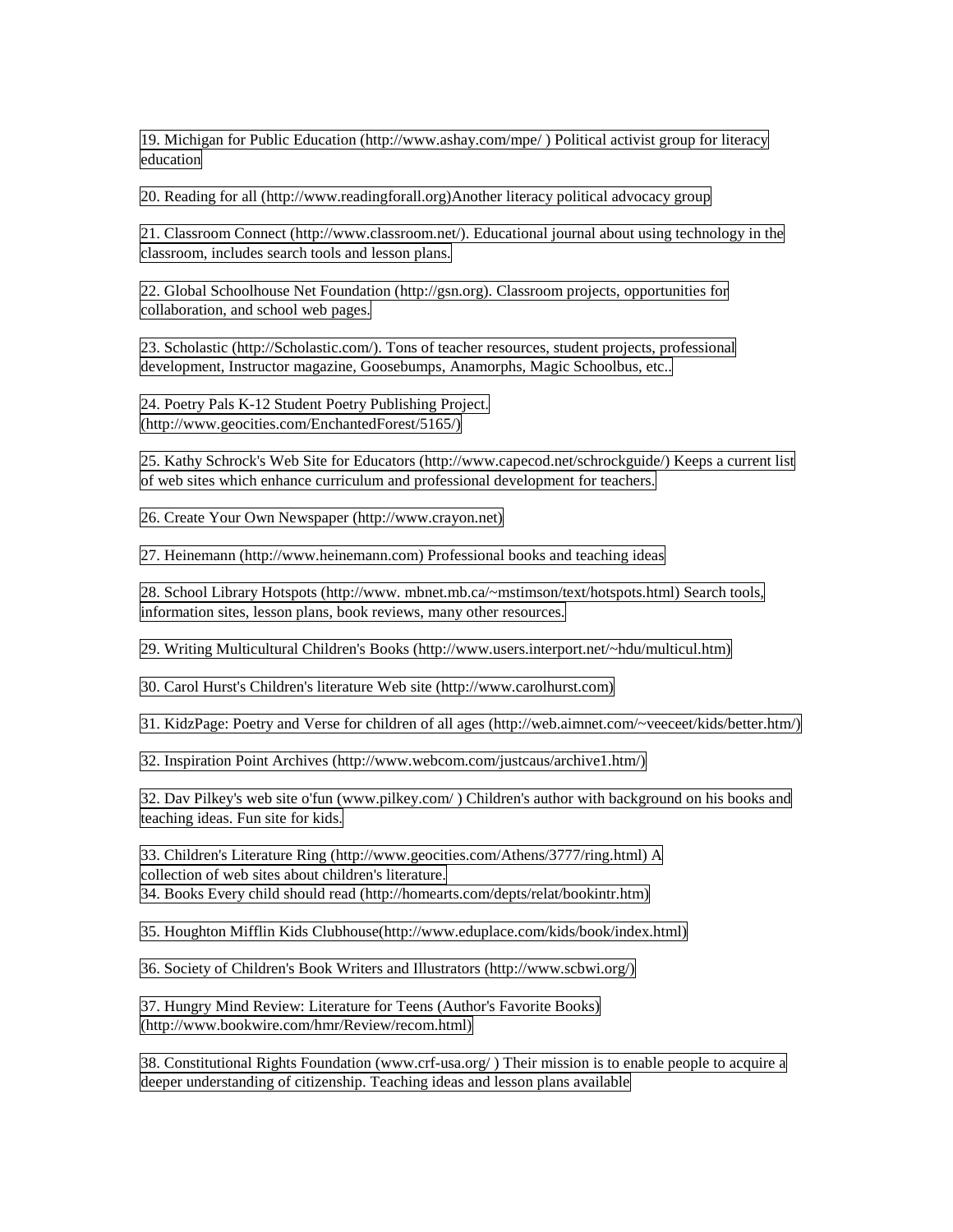19. Michigan for Public Education (http://www.ashay.com/mpe/ ) Political activist group for literacy education

20. Reading for all (http://www.readingforall.org)Another literacy political advocacy group

21. Classroom Connect (http://www.classroom.net/). Educational journal about using technology in the classroom, includes search tools and lesson plans.

22. Global Schoolhouse Net Foundation (http://gsn.org). Classroom projects, opportunities for collaboration, and school web pages.

23. Scholastic (http://Scholastic.com/). Tons of teacher resources, student projects, professional development, Instructor magazine, Goosebumps, Anamorphs, Magic Schoolbus, etc..

24. Poetry Pals K-12 Student Poetry Publishing Project. (http://www.geocities.com/EnchantedForest/5165/)

25. Kathy Schrock's Web Site for Educators (http://www.capecod.net/schrockguide/) Keeps a current list of web sites which enhance curriculum and professional development for teachers.

26. Create Your Own Newspaper (http://www.crayon.net)

27. Heinemann (http://www.heinemann.com) Professional books and teaching ideas

28. School Library Hotspots (http://www. mbnet.mb.ca/~mstimson/text/hotspots.html) Search tools, information sites, lesson plans, book reviews, many other resources.

29. Writing Multicultural Children's Books (http://www.users.interport.net/~hdu/multicul.htm)

30. Carol Hurst's Children's literature Web site (http://www.carolhurst.com)

31. KidzPage: Poetry and Verse for children of all ages (http://web.aimnet.com/~veeceet/kids/better.htm/)

32. Inspiration Point Archives (http://www.webcom.com/justcaus/archive1.htm/)

32. Dav Pilkey's web site o'fun (www.pilkey.com/ ) Children's author with background on his books and teaching ideas. Fun site for kids.

33. Children's Literature Ring (http://www.geocities.com/Athens/3777/ring.html) A collection of web sites about children's literature.

34. Books Every child should read (http://homearts.com/depts/relat/bookintr.htm)

35. Houghton Mifflin Kids Clubhouse(http://www.eduplace.com/kids/book/index.html)

36. Society of Children's Book Writers and Illustrators (http://www.scbwi.org/)

37. Hungry Mind Review: Literature for Teens (Author's Favorite Books) (http://www.bookwire.com/hmr/Review/recom.html)

38. Constitutional Rights Foundation (www.crf-usa.org/ ) Their mission is to enable people to acquire a deeper understanding of citizenship. Teaching ideas and lesson plans available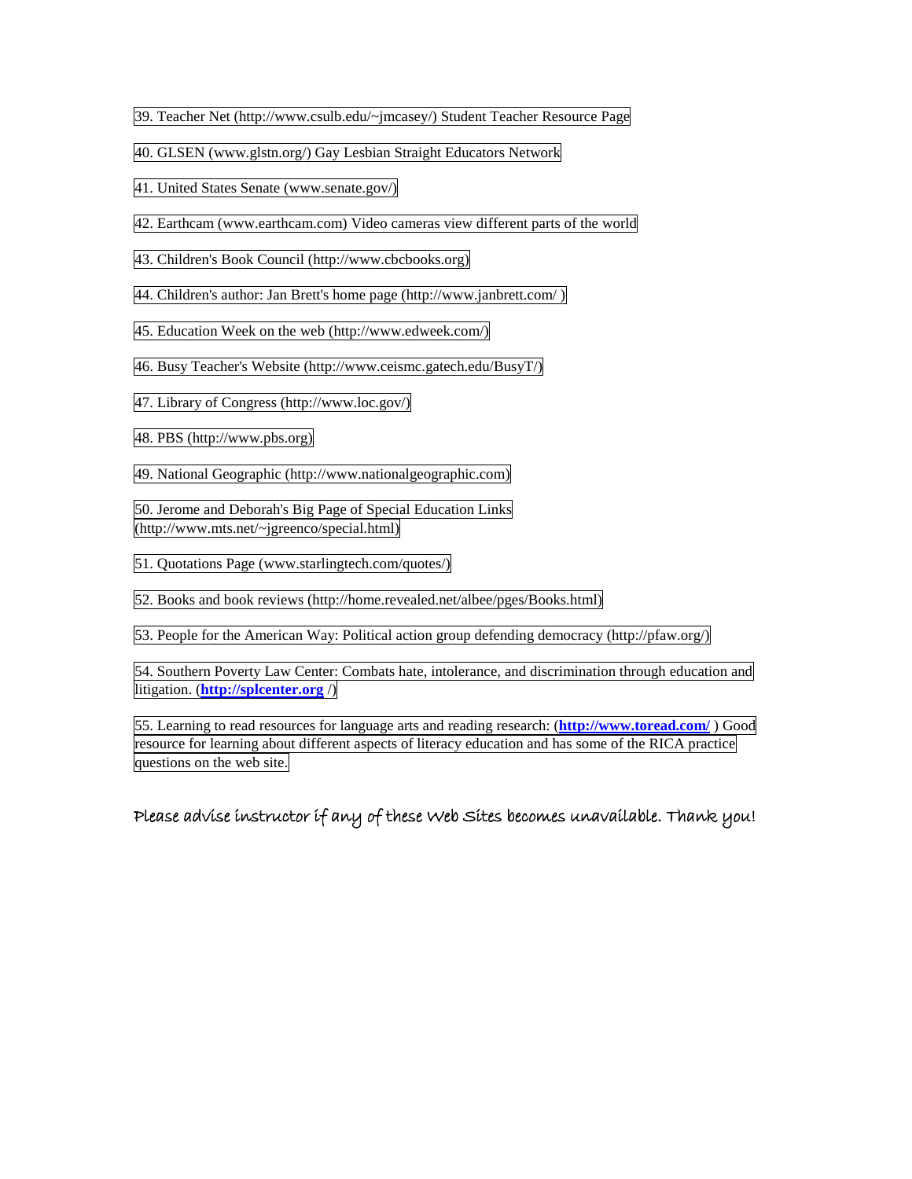39. Teacher Net (http://www.csulb.edu/~jmcasey/) Student Teacher Resource Page

40. GLSEN (www.glstn.org/) Gay Lesbian Straight Educators Network

41. United States Senate (www.senate.gov/)

42. Earthcam (www.earthcam.com) Video cameras view different parts of the world

43. Children's Book Council (http://www.cbcbooks.org)

44. Children's author: Jan Brett's home page (http://www.janbrett.com/ )

45. Education Week on the web (http://www.edweek.com/)

46. Busy Teacher's Website (http://www.ceismc.gatech.edu/BusyT/)

47. Library of Congress (http://www.loc.gov/)

48. PBS (http://www.pbs.org)

49. National Geographic (http://www.nationalgeographic.com)

50. Jerome and Deborah's Big Page of Special Education Links (http://www.mts.net/~jgreenco/special.html)

51. Quotations Page (www.starlingtech.com/quotes/)

52. Books and book reviews (http://home.revealed.net/albee/pges/Books.html)

53. People for the American Way: Political action group defending democracy (http://pfaw.org/)

54. Southern Poverty Law Center: Combats hate, intolerance, and discrimination through education and litigation. (**http://splcenter.org** /)

55. Learning to read resources for language arts and reading research: (**http://www.toread.com/** ) Good resource for learning about different aspects of literacy education and has some of the RICA practice questions on the web site.

Please advise instructor if any of these Web Sites becomes unavailable. Thank you!